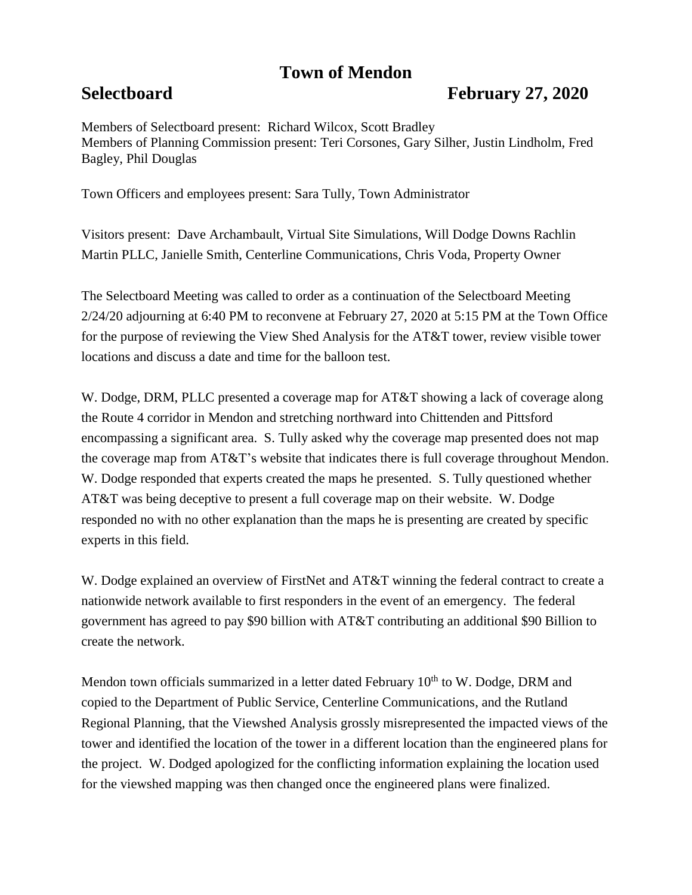# Town of Mendon

## Selectboard February 27, 2020

Members of Selectboard present: Richard Wilcox, Scott Bradley
Members of Planning Commission present: Teri Corsones, Gary Silher, Justin Lindholm, Fred Bagley, Phil Douglas

Town Officers and employees present: Sara Tully, Town Administrator

Visitors present: Dave Archambault, Virtual Site Simulations, Will Dodge Downs Rachlin Martin PLLC, Janielle Smith, Centerline Communications, Chris Voda, Property Owner

The Selectboard Meeting was called to order as a continuation of the Selectboard Meeting 2/24/20 adjourning at 6:40 PM to reconvene at February 27, 2020 at 5:15 PM at the Town Office for the purpose of reviewing the View Shed Analysis for the AT&T tower, review visible tower locations and discuss a date and time for the balloon test.

W. Dodge, DRM, PLLC presented a coverage map for AT&T showing a lack of coverage along the Route 4 corridor in Mendon and stretching northward into Chittenden and Pittsford encompassing a significant area. S. Tully asked why the coverage map presented does not map the coverage map from AT&T's website that indicates there is full coverage throughout Mendon. W. Dodge responded that experts created the maps he presented. S. Tully questioned whether AT&T was being deceptive to present a full coverage map on their website. W. Dodge responded no with no other explanation than the maps he is presenting are created by specific experts in this field.

W. Dodge explained an overview of FirstNet and AT&T winning the federal contract to create a nationwide network available to first responders in the event of an emergency. The federal government has agreed to pay $90 billion with AT&T contributing an additional $90 Billion to create the network.

Mendon town officials summarized in a letter dated February 10th to W. Dodge, DRM and copied to the Department of Public Service, Centerline Communications, and the Rutland Regional Planning, that the Viewshed Analysis grossly misrepresented the impacted views of the tower and identified the location of the tower in a different location than the engineered plans for the project. W. Dodged apologized for the conflicting information explaining the location used for the viewshed mapping was then changed once the engineered plans were finalized.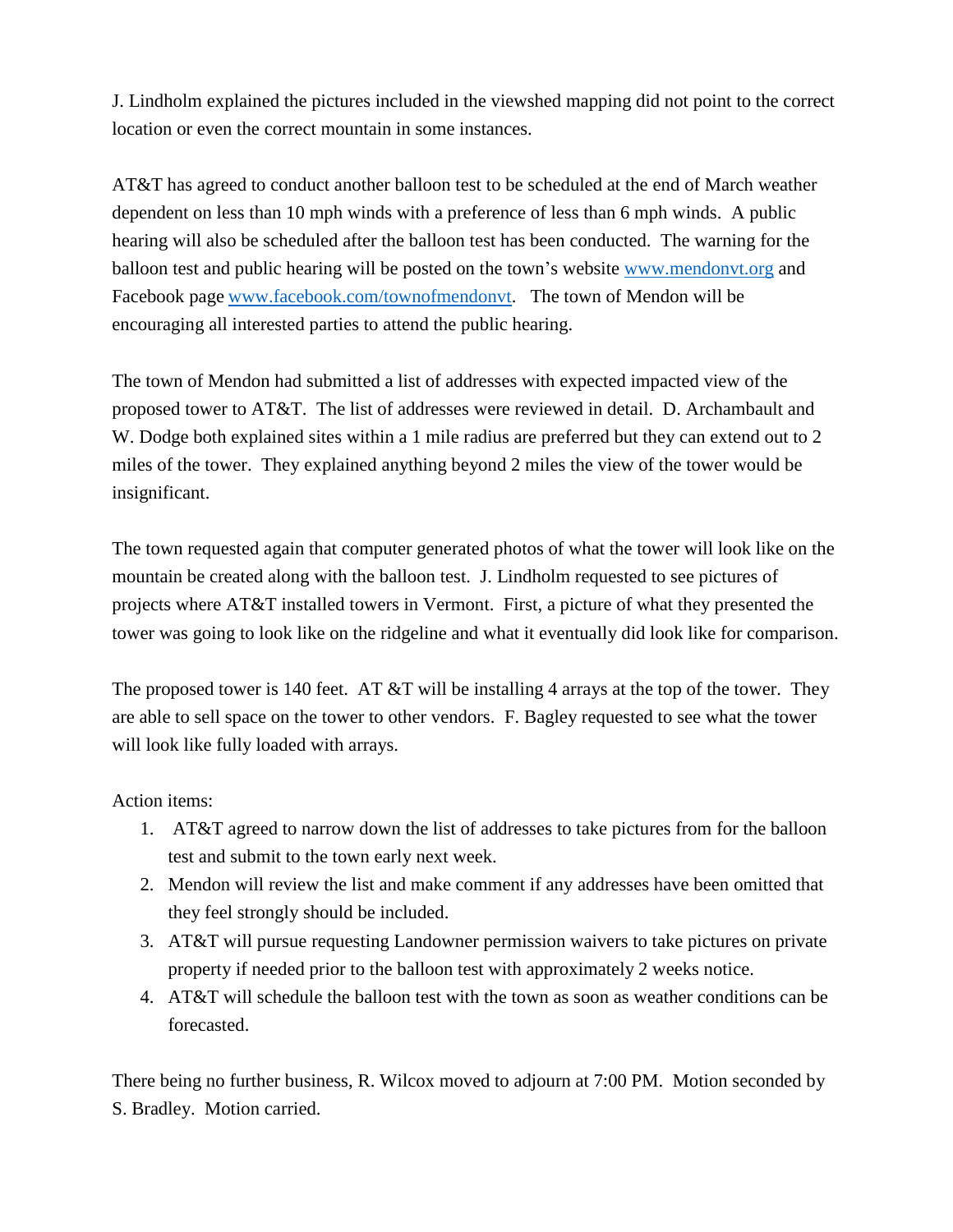J. Lindholm explained the pictures included in the viewshed mapping did not point to the correct location or even the correct mountain in some instances.

AT&T has agreed to conduct another balloon test to be scheduled at the end of March weather dependent on less than 10 mph winds with a preference of less than 6 mph winds. A public hearing will also be scheduled after the balloon test has been conducted. The warning for the balloon test and public hearing will be posted on the town's website [www.mendonvt.org](http://www.mendonvt.org) and Facebook page [www.facebook.com/townofmendonvt](http://www.facebook.com/townofmendonvt). The town of Mendon will be encouraging all interested parties to attend the public hearing.

The town of Mendon had submitted a list of addresses with expected impacted view of the proposed tower to AT&T. The list of addresses were reviewed in detail. D. Archambault and W. Dodge both explained sites within a 1 mile radius are preferred but they can extend out to 2 miles of the tower. They explained anything beyond 2 miles the view of the tower would be insignificant.

The town requested again that computer generated photos of what the tower will look like on the mountain be created along with the balloon test. J. Lindholm requested to see pictures of projects where AT&T installed towers in Vermont. First, a picture of what they presented the tower was going to look like on the ridgeline and what it eventually did look like for comparison.

The proposed tower is 140 feet. AT &T will be installing 4 arrays at the top of the tower. They are able to sell space on the tower to other vendors. F. Bagley requested to see what the tower will look like fully loaded with arrays.

Action items:

1. AT&T agreed to narrow down the list of addresses to take pictures from for the balloon test and submit to the town early next week.
2. Mendon will review the list and make comment if any addresses have been omitted that they feel strongly should be included.
3. AT&T will pursue requesting Landowner permission waivers to take pictures on private property if needed prior to the balloon test with approximately 2 weeks notice.
4. AT&T will schedule the balloon test with the town as soon as weather conditions can be forecasted.

There being no further business, R. Wilcox moved to adjourn at 7:00 PM. Motion seconded by S. Bradley. Motion carried.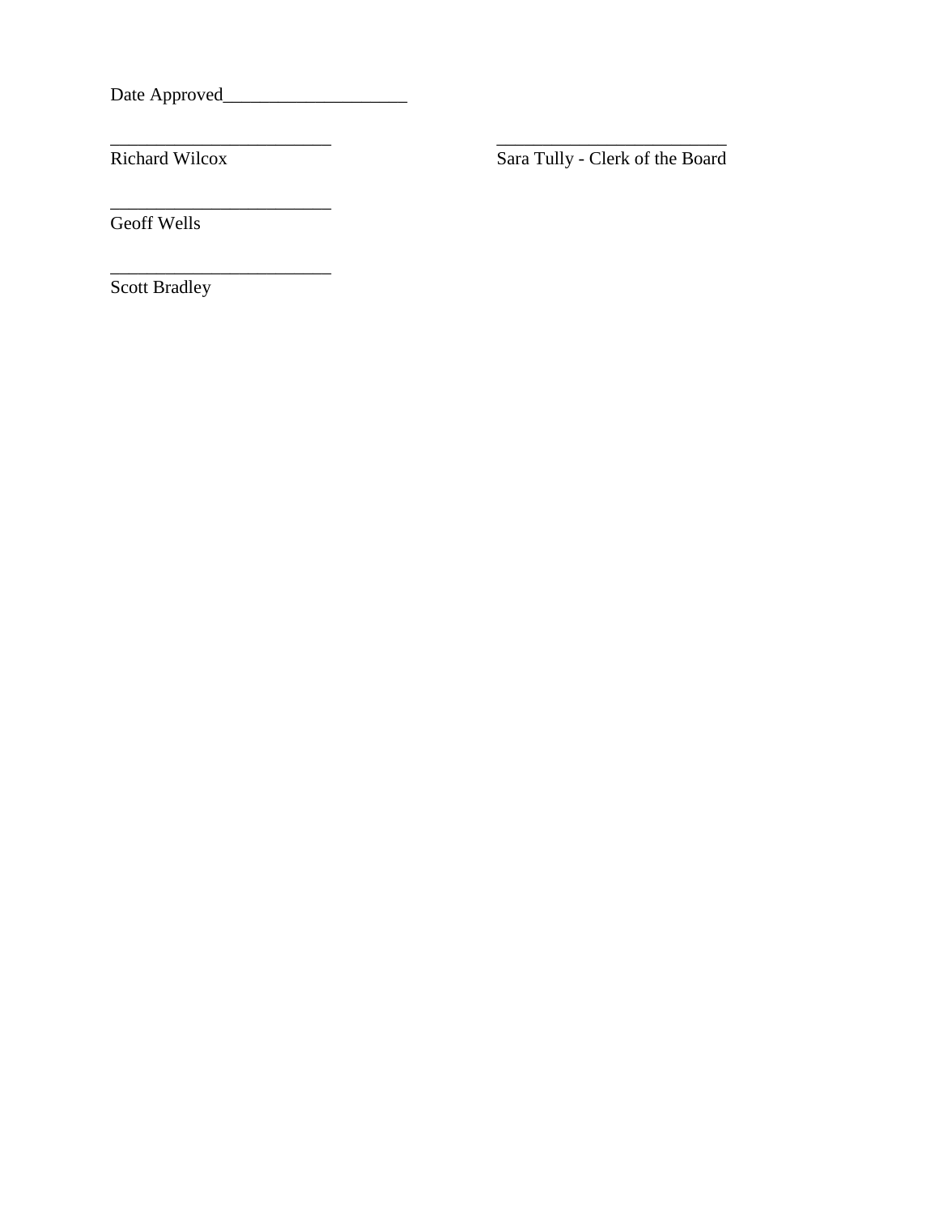Date Approved____________________

________________________ ________________________
Richard Wilcox Sara Tully - Clerk of the Board

________________________
Geoff Wells

________________________
Scott Bradley